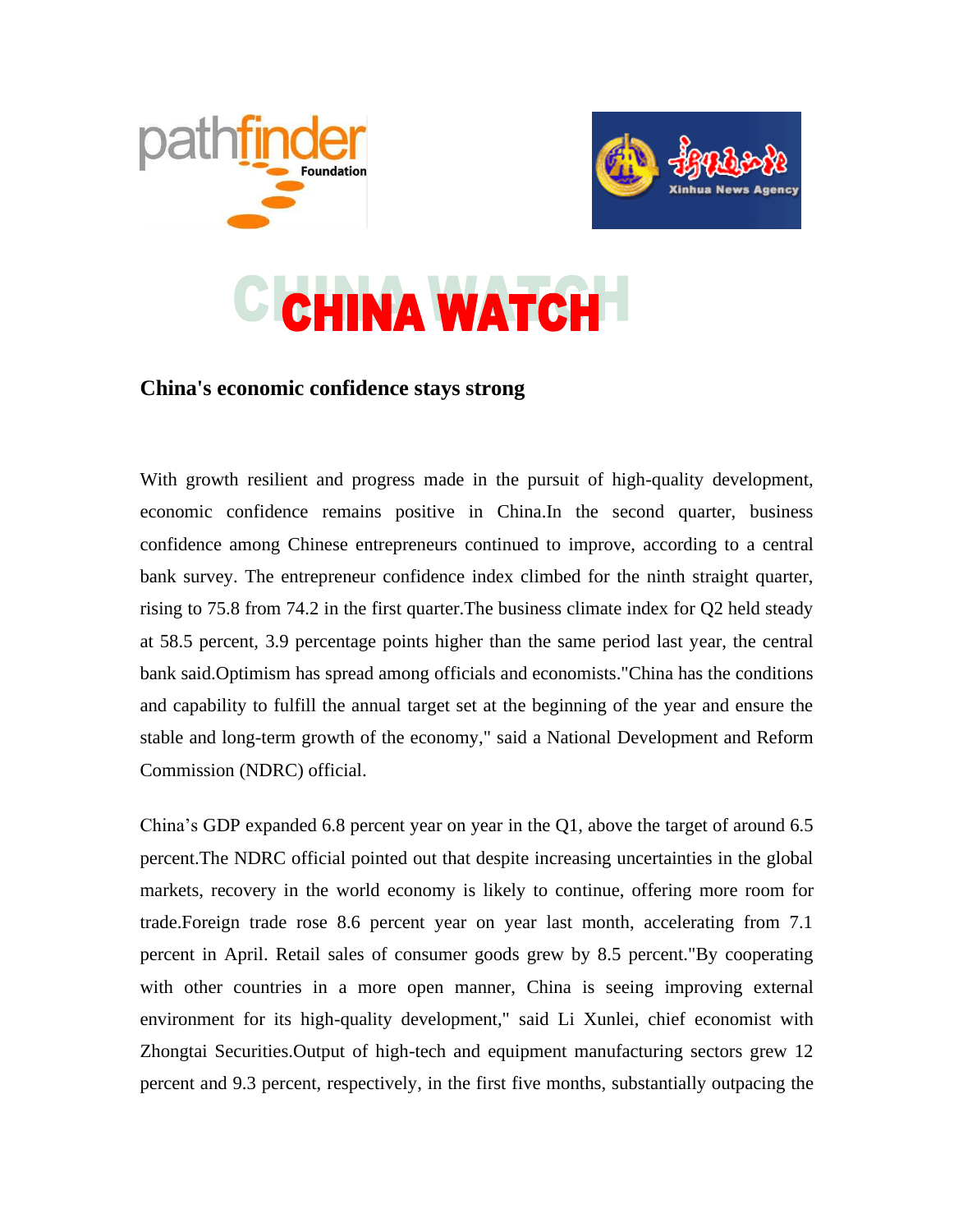# CHINA WATCH

## China's economic confidence stays strong

With growth resilient and progress made in the pursuit of high-quality development, economic confidence remains positive in China.In the second quarter, business confidence among Chinese entrepreneurs continued to improve, according to a central bank survey. The entrepreneur confidence index climbed for the ninth straight quarter, rising to 75.8 from 74.2 in the first quarter.The business climate index for Q2 held steady at 58.5 percent, 3.9 percentage points higher than the same period last year, the central bank said.Optimism has spread among officials and economists."China has the conditions and capability to fulfill the annual target set at the beginning of the year and ensure the stable and long-term growth of the economy," said a National Development and Reform Commission (NDRC) official.

China's GDP expanded 6.8 percent year on year in the Q1, above the target of around 6.5 percent.The NDRC official pointed out that despite increasing uncertainties in the global markets, recovery in the world economy is likely to continue, offering more room for trade.Foreign trade rose 8.6 percent year on year last month, accelerating from 7.1 percent in April. Retail sales of consumer goods grew by 8.5 percent."By cooperating with other countries in a more open manner, China is seeing improving external environment for its high-quality development," said Li Xunlei, chief economist with Zhongtai Securities.Output of high-tech and equipment manufacturing sectors grew 12 percent and 9.3 percent, respectively, in the first five months, substantially outpacing the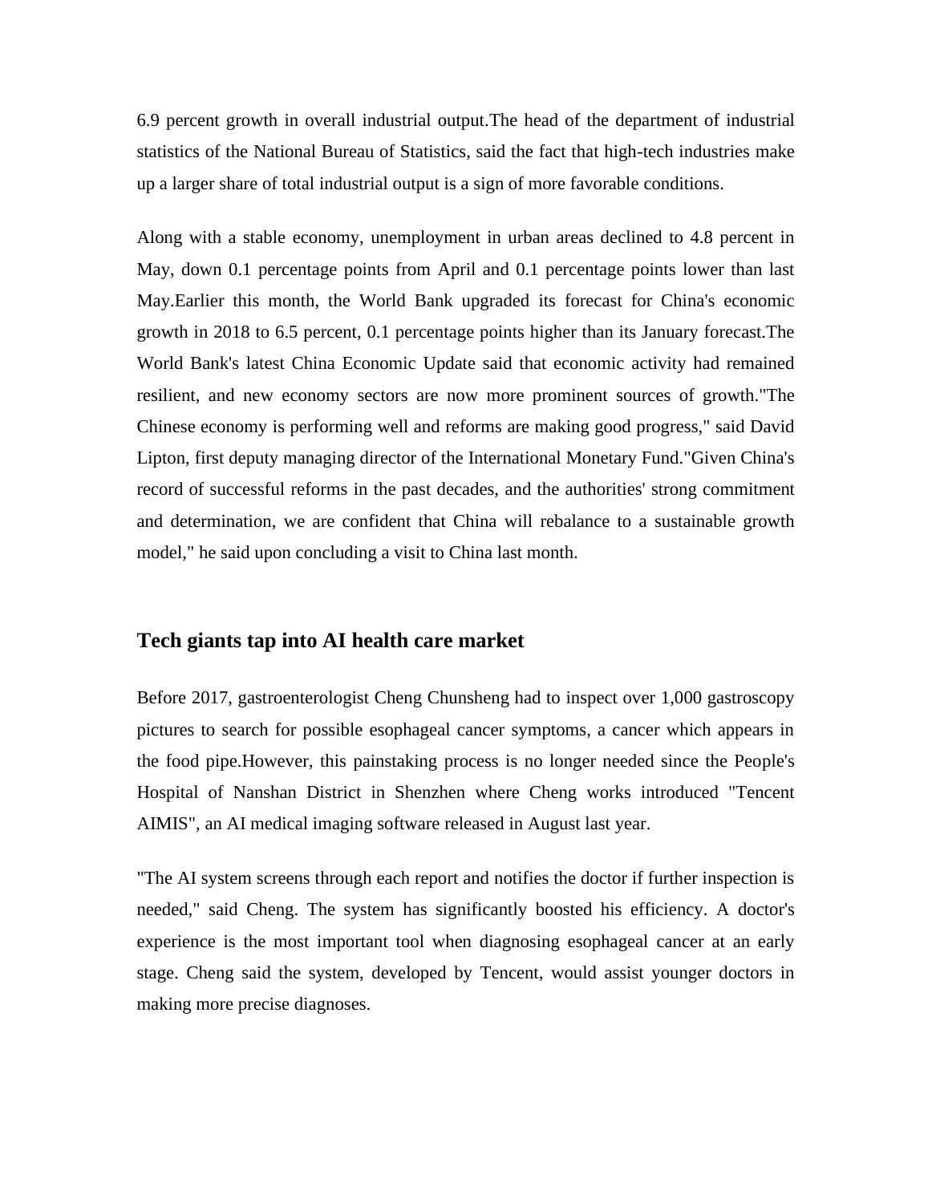6.9 percent growth in overall industrial output.The head of the department of industrial statistics of the National Bureau of Statistics, said the fact that high-tech industries make up a larger share of total industrial output is a sign of more favorable conditions.

Along with a stable economy, unemployment in urban areas declined to 4.8 percent in May, down 0.1 percentage points from April and 0.1 percentage points lower than last May.Earlier this month, the World Bank upgraded its forecast for China's economic growth in 2018 to 6.5 percent, 0.1 percentage points higher than its January forecast.The World Bank's latest China Economic Update said that economic activity had remained resilient, and new economy sectors are now more prominent sources of growth."The Chinese economy is performing well and reforms are making good progress," said David Lipton, first deputy managing director of the International Monetary Fund."Given China's record of successful reforms in the past decades, and the authorities' strong commitment and determination, we are confident that China will rebalance to a sustainable growth model," he said upon concluding a visit to China last month.

## Tech giants tap into AI health care market

Before 2017, gastroenterologist Cheng Chunsheng had to inspect over 1,000 gastroscopy pictures to search for possible esophageal cancer symptoms, a cancer which appears in the food pipe.However, this painstaking process is no longer needed since the People's Hospital of Nanshan District in Shenzhen where Cheng works introduced "Tencent AIMIS", an AI medical imaging software released in August last year.

"The AI system screens through each report and notifies the doctor if further inspection is needed," said Cheng. The system has significantly boosted his efficiency. A doctor's experience is the most important tool when diagnosing esophageal cancer at an early stage. Cheng said the system, developed by Tencent, would assist younger doctors in making more precise diagnoses.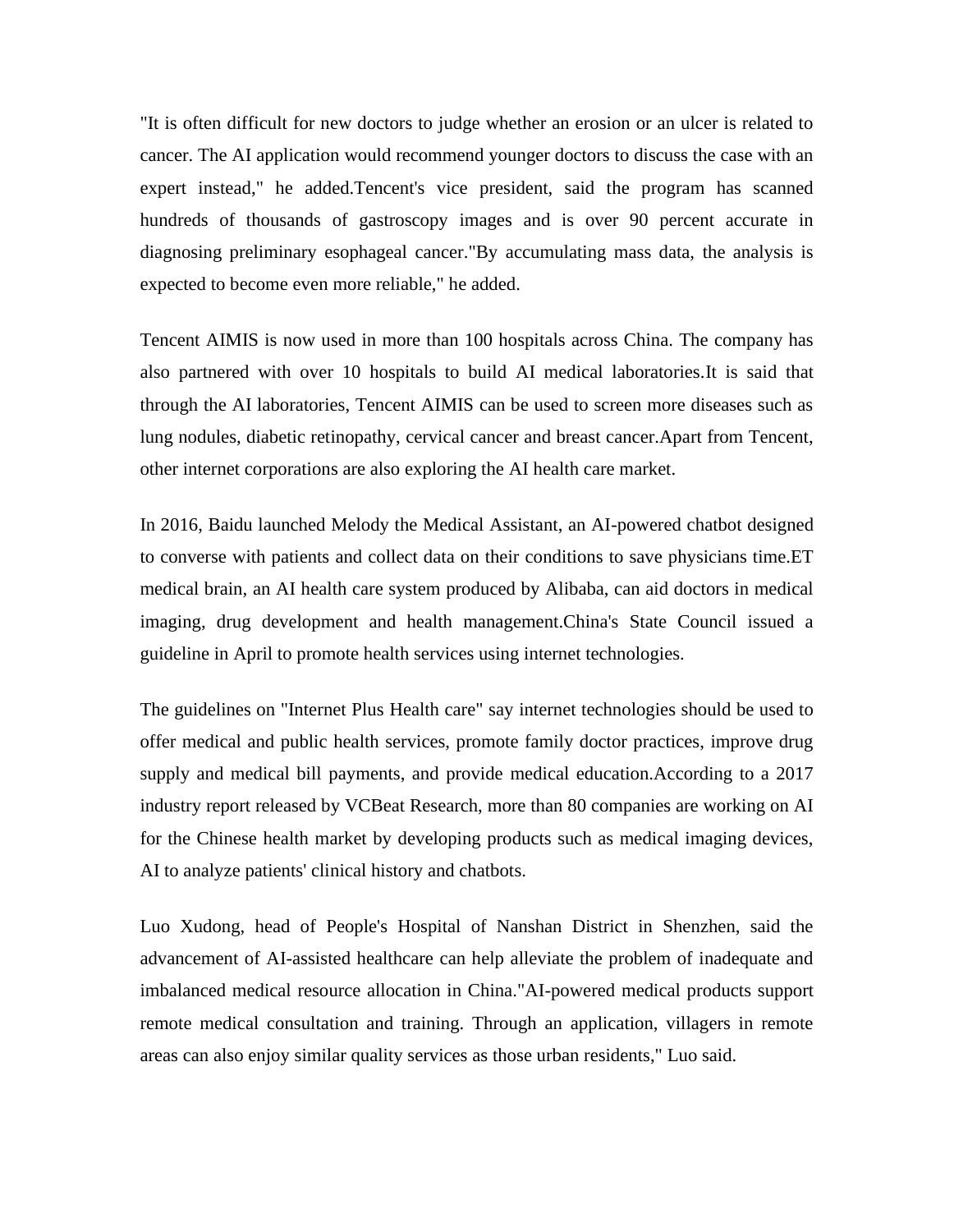"It is often difficult for new doctors to judge whether an erosion or an ulcer is related to cancer. The AI application would recommend younger doctors to discuss the case with an expert instead," he added.Tencent's vice president, said the program has scanned hundreds of thousands of gastroscopy images and is over 90 percent accurate in diagnosing preliminary esophageal cancer."By accumulating mass data, the analysis is expected to become even more reliable," he added.

Tencent AIMIS is now used in more than 100 hospitals across China. The company has also partnered with over 10 hospitals to build AI medical laboratories.It is said that through the AI laboratories, Tencent AIMIS can be used to screen more diseases such as lung nodules, diabetic retinopathy, cervical cancer and breast cancer.Apart from Tencent, other internet corporations are also exploring the AI health care market.

In 2016, Baidu launched Melody the Medical Assistant, an AI-powered chatbot designed to converse with patients and collect data on their conditions to save physicians time.ET medical brain, an AI health care system produced by Alibaba, can aid doctors in medical imaging, drug development and health management.China's State Council issued a guideline in April to promote health services using internet technologies.

The guidelines on "Internet Plus Health care" say internet technologies should be used to offer medical and public health services, promote family doctor practices, improve drug supply and medical bill payments, and provide medical education.According to a 2017 industry report released by VCBeat Research, more than 80 companies are working on AI for the Chinese health market by developing products such as medical imaging devices, AI to analyze patients' clinical history and chatbots.

Luo Xudong, head of People's Hospital of Nanshan District in Shenzhen, said the advancement of AI-assisted healthcare can help alleviate the problem of inadequate and imbalanced medical resource allocation in China."AI-powered medical products support remote medical consultation and training. Through an application, villagers in remote areas can also enjoy similar quality services as those urban residents," Luo said.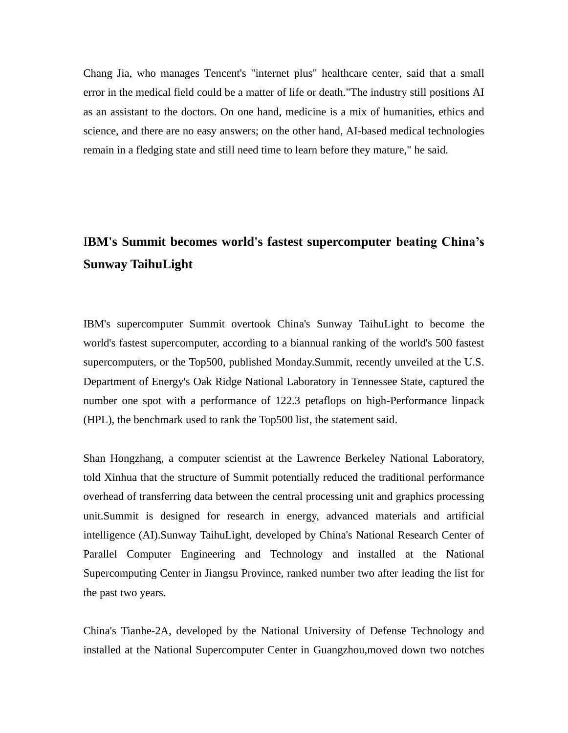Chang Jia, who manages Tencent's "internet plus" healthcare center, said that a small error in the medical field could be a matter of life or death."The industry still positions AI as an assistant to the doctors. On one hand, medicine is a mix of humanities, ethics and science, and there are no easy answers; on the other hand, AI-based medical technologies remain in a fledging state and still need time to learn before they mature," he said.

## IBM's Summit becomes world's fastest supercomputer beating China's Sunway TaihuLight

IBM's supercomputer Summit overtook China's Sunway TaihuLight to become the world's fastest supercomputer, according to a biannual ranking of the world's 500 fastest supercomputers, or the Top500, published Monday.Summit, recently unveiled at the U.S. Department of Energy's Oak Ridge National Laboratory in Tennessee State, captured the number one spot with a performance of 122.3 petaflops on high-Performance linpack (HPL), the benchmark used to rank the Top500 list, the statement said.

Shan Hongzhang, a computer scientist at the Lawrence Berkeley National Laboratory, told Xinhua that the structure of Summit potentially reduced the traditional performance overhead of transferring data between the central processing unit and graphics processing unit.Summit is designed for research in energy, advanced materials and artificial intelligence (AI).Sunway TaihuLight, developed by China's National Research Center of Parallel Computer Engineering and Technology and installed at the National Supercomputing Center in Jiangsu Province, ranked number two after leading the list for the past two years.

China's Tianhe-2A, developed by the National University of Defense Technology and installed at the National Supercomputer Center in Guangzhou,moved down two notches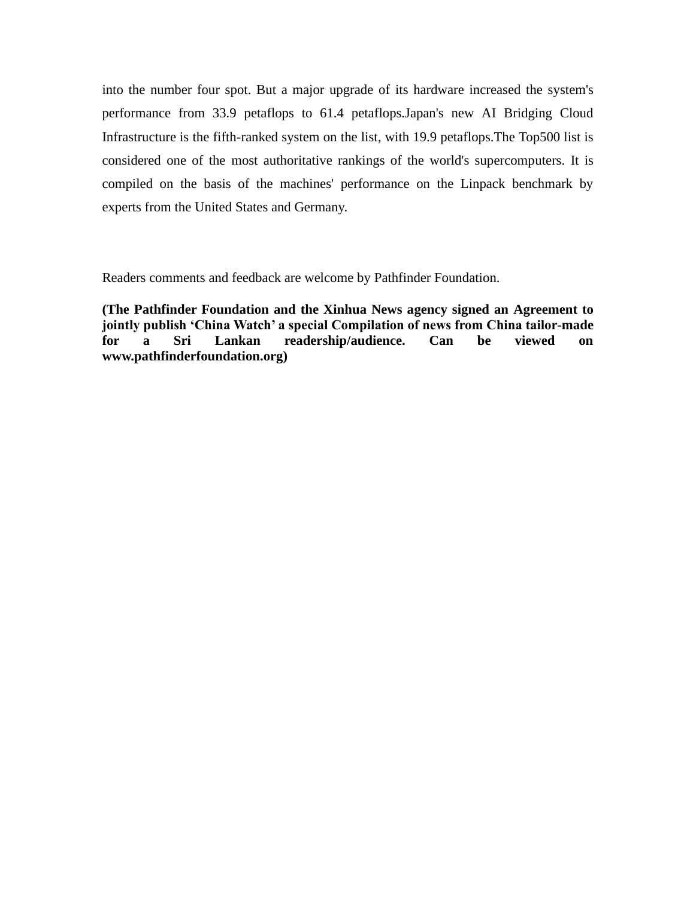into the number four spot. But a major upgrade of its hardware increased the system's performance from 33.9 petaflops to 61.4 petaflops.Japan's new AI Bridging Cloud Infrastructure is the fifth-ranked system on the list, with 19.9 petaflops.The Top500 list is considered one of the most authoritative rankings of the world's supercomputers. It is compiled on the basis of the machines' performance on the Linpack benchmark by experts from the United States and Germany.

Readers comments and feedback are welcome by Pathfinder Foundation.

**(The Pathfinder Foundation and the Xinhua News agency signed an Agreement to jointly publish 'China Watch' a special Compilation of news from China tailor-made for a Sri Lankan readership/audience. Can be viewed on www.pathfinderfoundation.org)**